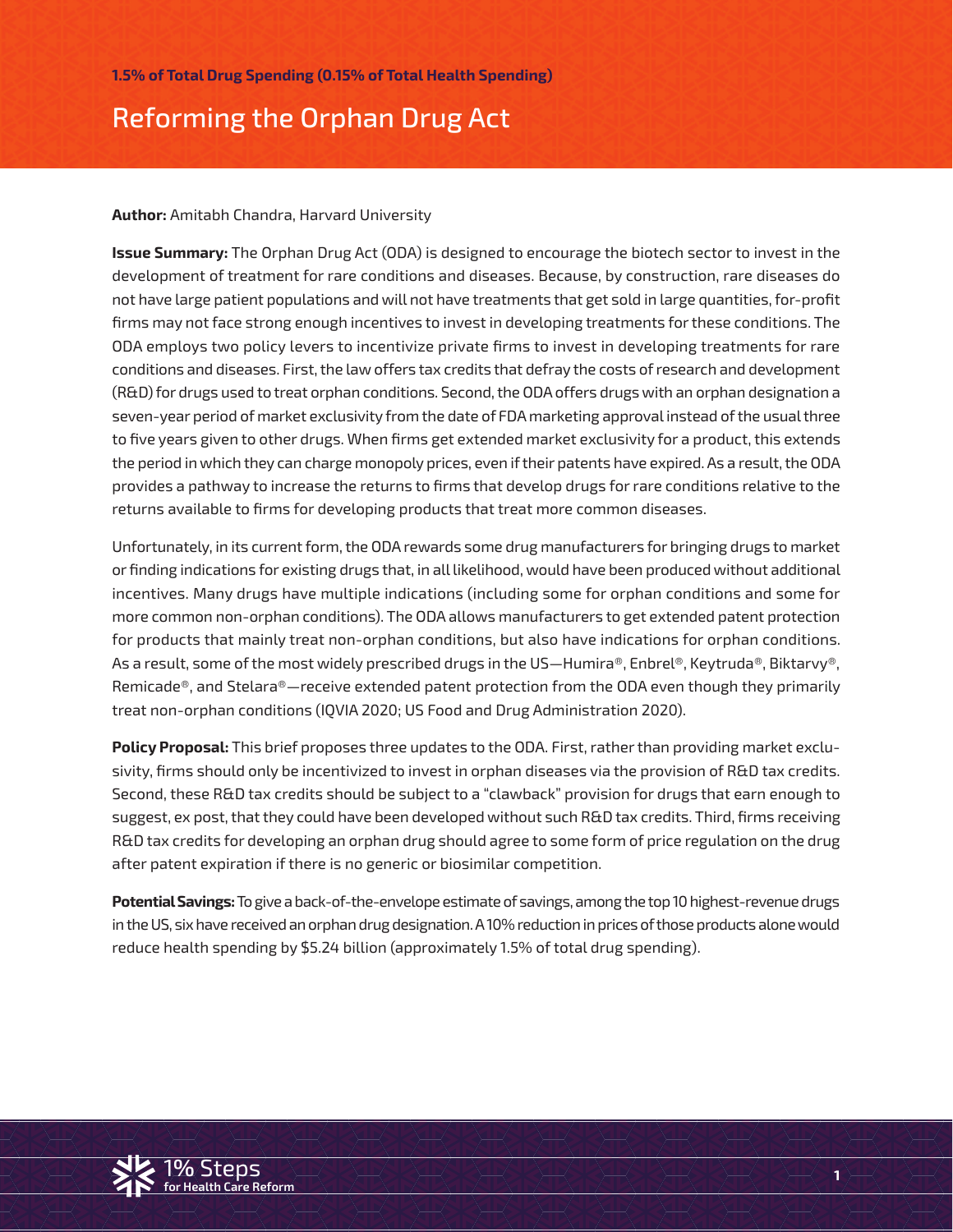**1.5% of Total Drug Spending (0.15% of Total Health Spending)**

# Reforming the Orphan Drug Act

**Author:** Amitabh Chandra, Harvard University

**Issue Summary:** The Orphan Drug Act (ODA) is designed to encourage the biotech sector to invest in the development of treatment for rare conditions and diseases. Because, by construction, rare diseases do not have large patient populations and will not have treatments that get sold in large quantities, for-profit firms may not face strong enough incentives to invest in developing treatments for these conditions. The ODA employs two policy levers to incentivize private firms to invest in developing treatments for rare conditions and diseases. First, the law offers tax credits that defray the costs of research and development (R&D) for drugs used to treat orphan conditions. Second, the ODA offers drugs with an orphan designation a seven-year period of market exclusivity from the date of FDA marketing approval instead of the usual three to five years given to other drugs. When firms get extended market exclusivity for a product, this extends the period in which they can charge monopoly prices, even if their patents have expired. As a result, the ODA provides a pathway to increase the returns to firms that develop drugs for rare conditions relative to the returns available to firms for developing products that treat more common diseases.

Unfortunately, in its current form, the ODA rewards some drug manufacturers for bringing drugs to market or finding indications for existing drugs that, in all likelihood, would have been produced without additional incentives. Many drugs have multiple indications (including some for orphan conditions and some for more common non-orphan conditions). The ODA allows manufacturers to get extended patent protection for products that mainly treat non-orphan conditions, but also have indications for orphan conditions. As a result, some of the most widely prescribed drugs in the US—Humira®, Enbrel®, Keytruda®, Biktarvy®, Remicade®, and Stelara®—receive extended patent protection from the ODA even though they primarily treat non-orphan conditions (IQVIA 2020; US Food and Drug Administration 2020).

**Policy Proposal:** This brief proposes three updates to the ODA. First, rather than providing market exclusivity, firms should only be incentivized to invest in orphan diseases via the provision of R&D tax credits. Second, these R&D tax credits should be subject to a "clawback" provision for drugs that earn enough to suggest, ex post, that they could have been developed without such R&D tax credits. Third, firms receiving R&D tax credits for developing an orphan drug should agree to some form of price regulation on the drug after patent expiration if there is no generic or biosimilar competition.

**Potential Savings:** To give a back-of-the-envelope estimate of savings, among the top 10 highest-revenue drugs in the US, six have received an orphan drug designation. A 10% reduction in prices of those products alone would reduce health spending by $5.24 billion (approximately 1.5% of total drug spending).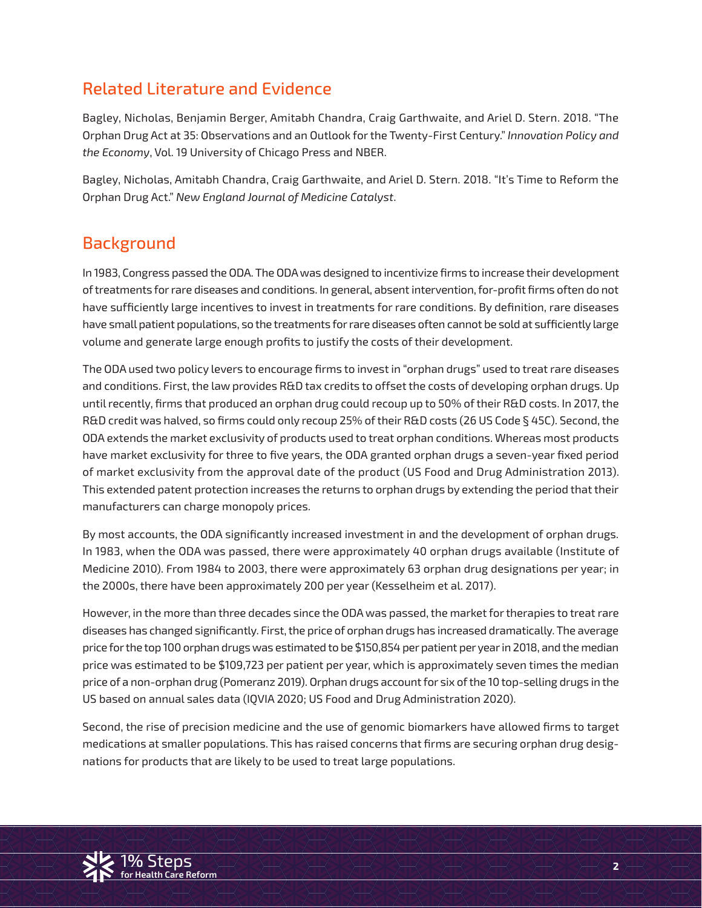## Related Literature and Evidence

Bagley, Nicholas, Benjamin Berger, Amitabh Chandra, Craig Garthwaite, and Ariel D. Stern. 2018. "The Orphan Drug Act at 35: Observations and an Outlook for the Twenty-First Century." *Innovation Policy and the Economy*, Vol. 19 University of Chicago Press and NBER.

Bagley, Nicholas, Amitabh Chandra, Craig Garthwaite, and Ariel D. Stern. 2018. "It's Time to Reform the Orphan Drug Act." *New England Journal of Medicine Catalyst*.

## Background

In 1983, Congress passed the ODA. The ODA was designed to incentivize firms to increase their development of treatments for rare diseases and conditions. In general, absent intervention, for-profit firms often do not have sufficiently large incentives to invest in treatments for rare conditions. By definition, rare diseases have small patient populations, so the treatments for rare diseases often cannot be sold at sufficiently large volume and generate large enough profits to justify the costs of their development.

The ODA used two policy levers to encourage firms to invest in "orphan drugs" used to treat rare diseases and conditions. First, the law provides R&D tax credits to offset the costs of developing orphan drugs. Up until recently, firms that produced an orphan drug could recoup up to 50% of their R&D costs. In 2017, the R&D credit was halved, so firms could only recoup 25% of their R&D costs (26 US Code § 45C). Second, the ODA extends the market exclusivity of products used to treat orphan conditions. Whereas most products have market exclusivity for three to five years, the ODA granted orphan drugs a seven-year fixed period of market exclusivity from the approval date of the product (US Food and Drug Administration 2013). This extended patent protection increases the returns to orphan drugs by extending the period that their manufacturers can charge monopoly prices.

By most accounts, the ODA significantly increased investment in and the development of orphan drugs. In 1983, when the ODA was passed, there were approximately 40 orphan drugs available (Institute of Medicine 2010). From 1984 to 2003, there were approximately 63 orphan drug designations per year; in the 2000s, there have been approximately 200 per year (Kesselheim et al. 2017).

However, in the more than three decades since the ODA was passed, the market for therapies to treat rare diseases has changed significantly. First, the price of orphan drugs has increased dramatically. The average price for the top 100 orphan drugs was estimated to be $150,854 per patient per year in 2018, and the median price was estimated to be $109,723 per patient per year, which is approximately seven times the median price of a non-orphan drug (Pomeranz 2019). Orphan drugs account for six of the 10 top-selling drugs in the US based on annual sales data (IQVIA 2020; US Food and Drug Administration 2020).

Second, the rise of precision medicine and the use of genomic biomarkers have allowed firms to target medications at smaller populations. This has raised concerns that firms are securing orphan drug designations for products that are likely to be used to treat large populations.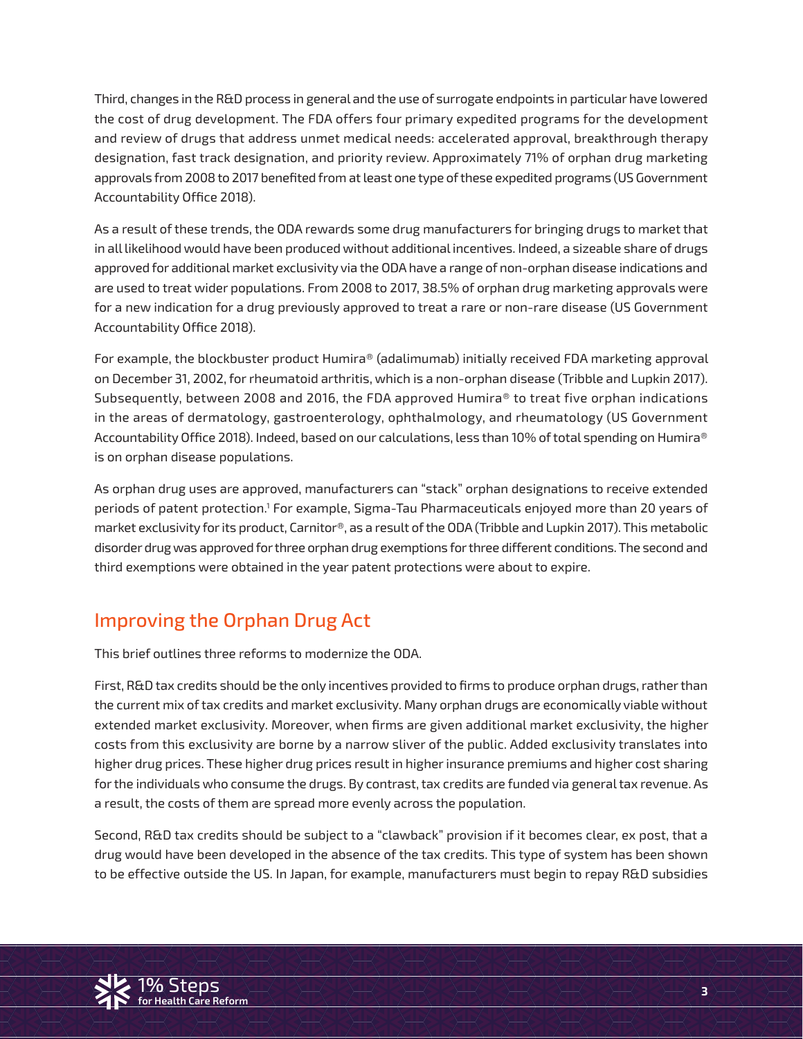Third, changes in the R&D process in general and the use of surrogate endpoints in particular have lowered the cost of drug development. The FDA offers four primary expedited programs for the development and review of drugs that address unmet medical needs: accelerated approval, breakthrough therapy designation, fast track designation, and priority review. Approximately 71% of orphan drug marketing approvals from 2008 to 2017 benefited from at least one type of these expedited programs (US Government Accountability Office 2018).

As a result of these trends, the ODA rewards some drug manufacturers for bringing drugs to market that in all likelihood would have been produced without additional incentives. Indeed, a sizeable share of drugs approved for additional market exclusivity via the ODA have a range of non-orphan disease indications and are used to treat wider populations. From 2008 to 2017, 38.5% of orphan drug marketing approvals were for a new indication for a drug previously approved to treat a rare or non-rare disease (US Government Accountability Office 2018).

For example, the blockbuster product Humira® (adalimumab) initially received FDA marketing approval on December 31, 2002, for rheumatoid arthritis, which is a non-orphan disease (Tribble and Lupkin 2017). Subsequently, between 2008 and 2016, the FDA approved Humira® to treat five orphan indications in the areas of dermatology, gastroenterology, ophthalmology, and rheumatology (US Government Accountability Office 2018). Indeed, based on our calculations, less than 10% of total spending on Humira® is on orphan disease populations.

As orphan drug uses are approved, manufacturers can "stack" orphan designations to receive extended periods of patent protection.[1] For example, Sigma-Tau Pharmaceuticals enjoyed more than 20 years of market exclusivity for its product, Carnitor®, as a result of the ODA (Tribble and Lupkin 2017). This metabolic disorder drug was approved for three orphan drug exemptions for three different conditions. The second and third exemptions were obtained in the year patent protections were about to expire.

## Improving the Orphan Drug Act

This brief outlines three reforms to modernize the ODA.

First, R&D tax credits should be the only incentives provided to firms to produce orphan drugs, rather than the current mix of tax credits and market exclusivity. Many orphan drugs are economically viable without extended market exclusivity. Moreover, when firms are given additional market exclusivity, the higher costs from this exclusivity are borne by a narrow sliver of the public. Added exclusivity translates into higher drug prices. These higher drug prices result in higher insurance premiums and higher cost sharing for the individuals who consume the drugs. By contrast, tax credits are funded via general tax revenue. As a result, the costs of them are spread more evenly across the population.

Second, R&D tax credits should be subject to a "clawback" provision if it becomes clear, ex post, that a drug would have been developed in the absence of the tax credits. This type of system has been shown to be effective outside the US. In Japan, for example, manufacturers must begin to repay R&D subsidies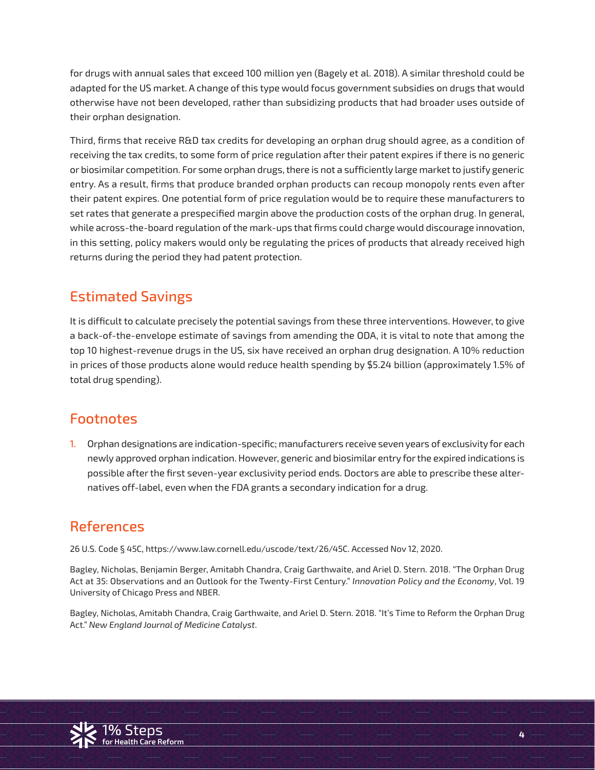for drugs with annual sales that exceed 100 million yen (Bagely et al. 2018). A similar threshold could be adapted for the US market. A change of this type would focus government subsidies on drugs that would otherwise have not been developed, rather than subsidizing products that had broader uses outside of their orphan designation.

Third, firms that receive R&D tax credits for developing an orphan drug should agree, as a condition of receiving the tax credits, to some form of price regulation after their patent expires if there is no generic or biosimilar competition. For some orphan drugs, there is not a sufficiently large market to justify generic entry. As a result, firms that produce branded orphan products can recoup monopoly rents even after their patent expires. One potential form of price regulation would be to require these manufacturers to set rates that generate a prespecified margin above the production costs of the orphan drug. In general, while across-the-board regulation of the mark-ups that firms could charge would discourage innovation, in this setting, policy makers would only be regulating the prices of products that already received high returns during the period they had patent protection.

## Estimated Savings

It is difficult to calculate precisely the potential savings from these three interventions. However, to give a back-of-the-envelope estimate of savings from amending the ODA, it is vital to note that among the top 10 highest-revenue drugs in the US, six have received an orphan drug designation. A 10% reduction in prices of those products alone would reduce health spending by $5.24 billion (approximately 1.5% of total drug spending).

## Footnotes

1. Orphan designations are indication-specific; manufacturers receive seven years of exclusivity for each newly approved orphan indication. However, generic and biosimilar entry for the expired indications is possible after the first seven-year exclusivity period ends. Doctors are able to prescribe these alternatives off-label, even when the FDA grants a secondary indication for a drug.

## References

26 U.S. Code § 45C, https://www.law.cornell.edu/uscode/text/26/45C. Accessed Nov 12, 2020.

Bagley, Nicholas, Benjamin Berger, Amitabh Chandra, Craig Garthwaite, and Ariel D. Stern. 2018. "The Orphan Drug Act at 35: Observations and an Outlook for the Twenty-First Century." *Innovation Policy and the Economy*, Vol. 19 University of Chicago Press and NBER.

Bagley, Nicholas, Amitabh Chandra, Craig Garthwaite, and Ariel D. Stern. 2018. "It's Time to Reform the Orphan Drug Act." *New England Journal of Medicine Catalyst*.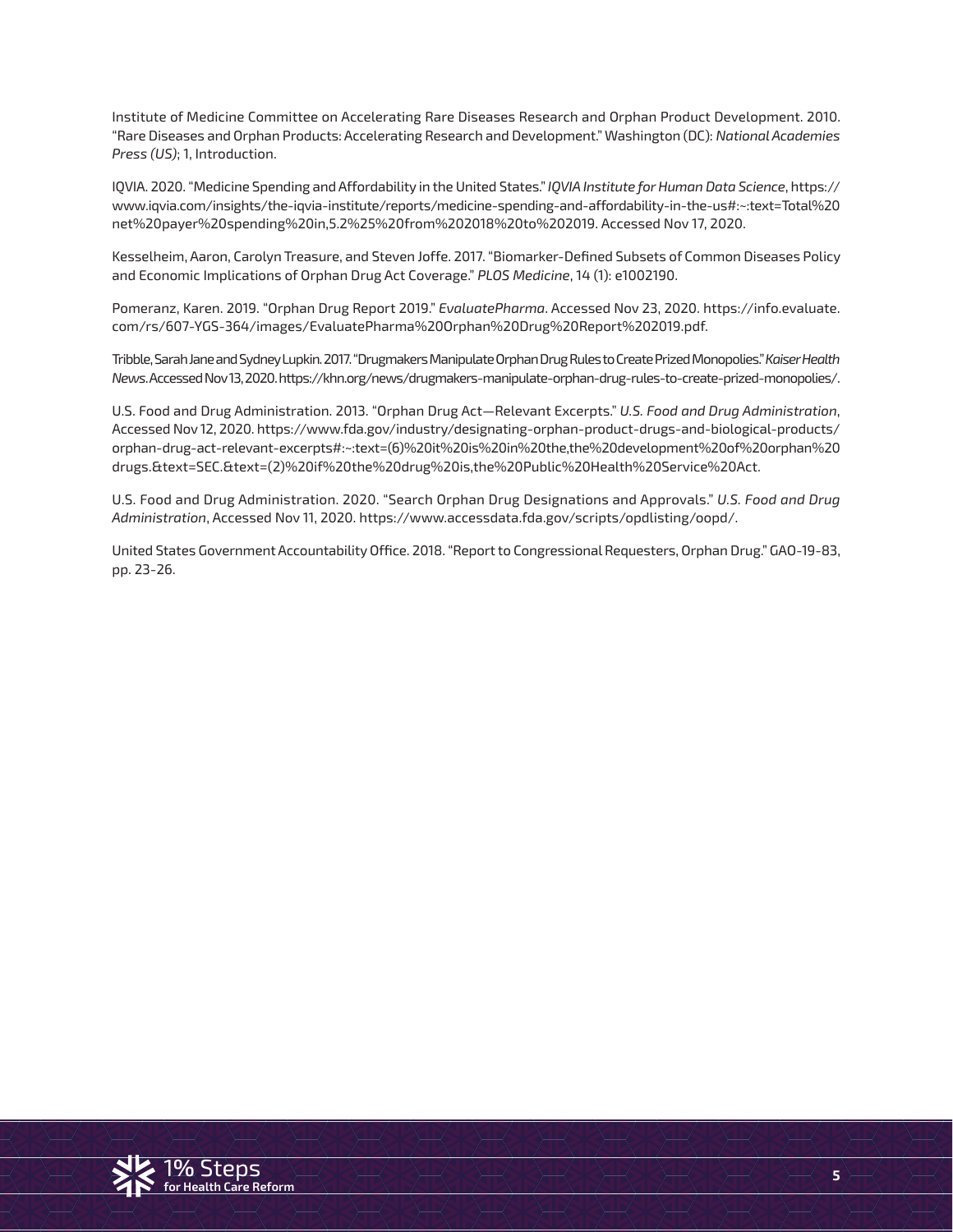Institute of Medicine Committee on Accelerating Rare Diseases Research and Orphan Product Development. 2010. "Rare Diseases and Orphan Products: Accelerating Research and Development." Washington (DC): *National Academies Press (US)*; 1, Introduction.

IQVIA. 2020. "Medicine Spending and Affordability in the United States." *IQVIA Institute for Human Data Science*, https://www.iqvia.com/insights/the-iqvia-institute/reports/medicine-spending-and-affordability-in-the-us#:~:text=Total%20net%20payer%20spending%20in,5.2%25%20from%202018%20to%202019. Accessed Nov 17, 2020.

Kesselheim, Aaron, Carolyn Treasure, and Steven Joffe. 2017. "Biomarker-Defined Subsets of Common Diseases Policy and Economic Implications of Orphan Drug Act Coverage." *PLOS Medicine*, 14 (1): e1002190.

Pomeranz, Karen. 2019. "Orphan Drug Report 2019." *EvaluatePharma*. Accessed Nov 23, 2020. https://info.evaluate.com/rs/607-YGS-364/images/EvaluatePharma%20Orphan%20Drug%20Report%202019.pdf.

Tribble, Sarah Jane and Sydney Lupkin. 2017. "Drugmakers Manipulate Orphan Drug Rules to Create Prized Monopolies." *Kaiser Health News*. Accessed Nov 13, 2020. https://khn.org/news/drugmakers-manipulate-orphan-drug-rules-to-create-prized-monopolies/.

U.S. Food and Drug Administration. 2013. "Orphan Drug Act—Relevant Excerpts." *U.S. Food and Drug Administration*, Accessed Nov 12, 2020. https://www.fda.gov/industry/designating-orphan-product-drugs-and-biological-products/orphan-drug-act-relevant-excerpts#:~:text=(6)%20it%20is%20in%20the,the%20development%20of%20orphan%20drugs.&text=SEC.&text=(2)%20if%20the%20drug%20is,the%20Public%20Health%20Service%20Act.

U.S. Food and Drug Administration. 2020. "Search Orphan Drug Designations and Approvals." *U.S. Food and Drug Administration*, Accessed Nov 11, 2020. https://www.accessdata.fda.gov/scripts/opdlisting/oopd/.

United States Government Accountability Office. 2018. "Report to Congressional Requesters, Orphan Drug." GAO-19-83, pp. 23-26.